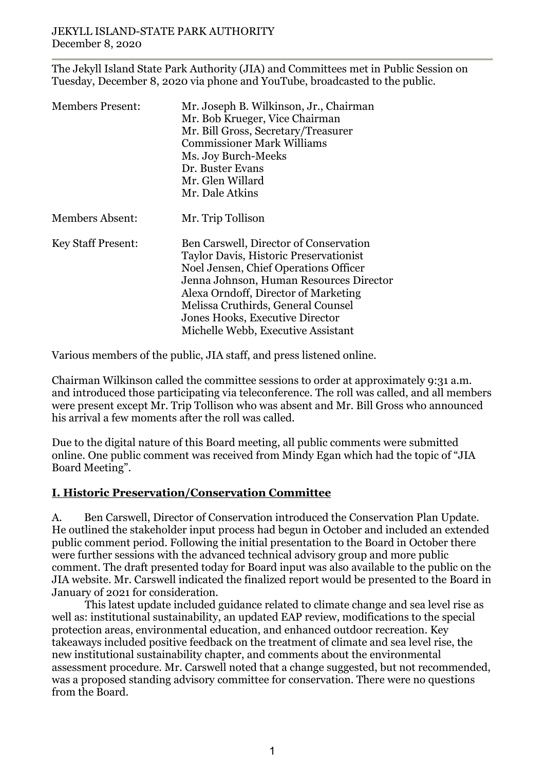JEKYLL ISLAND-STATE PARK AUTHORITY
December 8, 2020

The Jekyll Island State Park Authority (JIA) and Committees met in Public Session on Tuesday, December 8, 2020 via phone and YouTube, broadcasted to the public.

| | |
|---|---|
| Members Present: | Mr. Joseph B. Wilkinson, Jr., Chairman<br>Mr. Bob Krueger, Vice Chairman<br>Mr. Bill Gross, Secretary/Treasurer<br>Commissioner Mark Williams<br>Ms. Joy Burch-Meeks<br>Dr. Buster Evans<br>Mr. Glen Willard<br>Mr. Dale Atkins |
| Members Absent: | Mr. Trip Tollison |
| Key Staff Present: | Ben Carswell, Director of Conservation<br>Taylor Davis, Historic Preservationist<br>Noel Jensen, Chief Operations Officer<br>Jenna Johnson, Human Resources Director<br>Alexa Orndoff, Director of Marketing<br>Melissa Cruthirds, General Counsel<br>Jones Hooks, Executive Director<br>Michelle Webb, Executive Assistant |

Various members of the public, JIA staff, and press listened online.

Chairman Wilkinson called the committee sessions to order at approximately 9:31 a.m. and introduced those participating via teleconference. The roll was called, and all members were present except Mr. Trip Tollison who was absent and Mr. Bill Gross who announced his arrival a few moments after the roll was called.

Due to the digital nature of this Board meeting, all public comments were submitted online. One public comment was received from Mindy Egan which had the topic of "JIA Board Meeting".

## I. Historic Preservation/Conservation Committee

A. Ben Carswell, Director of Conservation introduced the Conservation Plan Update. He outlined the stakeholder input process had begun in October and included an extended public comment period. Following the initial presentation to the Board in October there were further sessions with the advanced technical advisory group and more public comment. The draft presented today for Board input was also available to the public on the JIA website. Mr. Carswell indicated the finalized report would be presented to the Board in January of 2021 for consideration.

This latest update included guidance related to climate change and sea level rise as well as: institutional sustainability, an updated EAP review, modifications to the special protection areas, environmental education, and enhanced outdoor recreation. Key takeaways included positive feedback on the treatment of climate and sea level rise, the new institutional sustainability chapter, and comments about the environmental assessment procedure. Mr. Carswell noted that a change suggested, but not recommended, was a proposed standing advisory committee for conservation. There were no questions from the Board.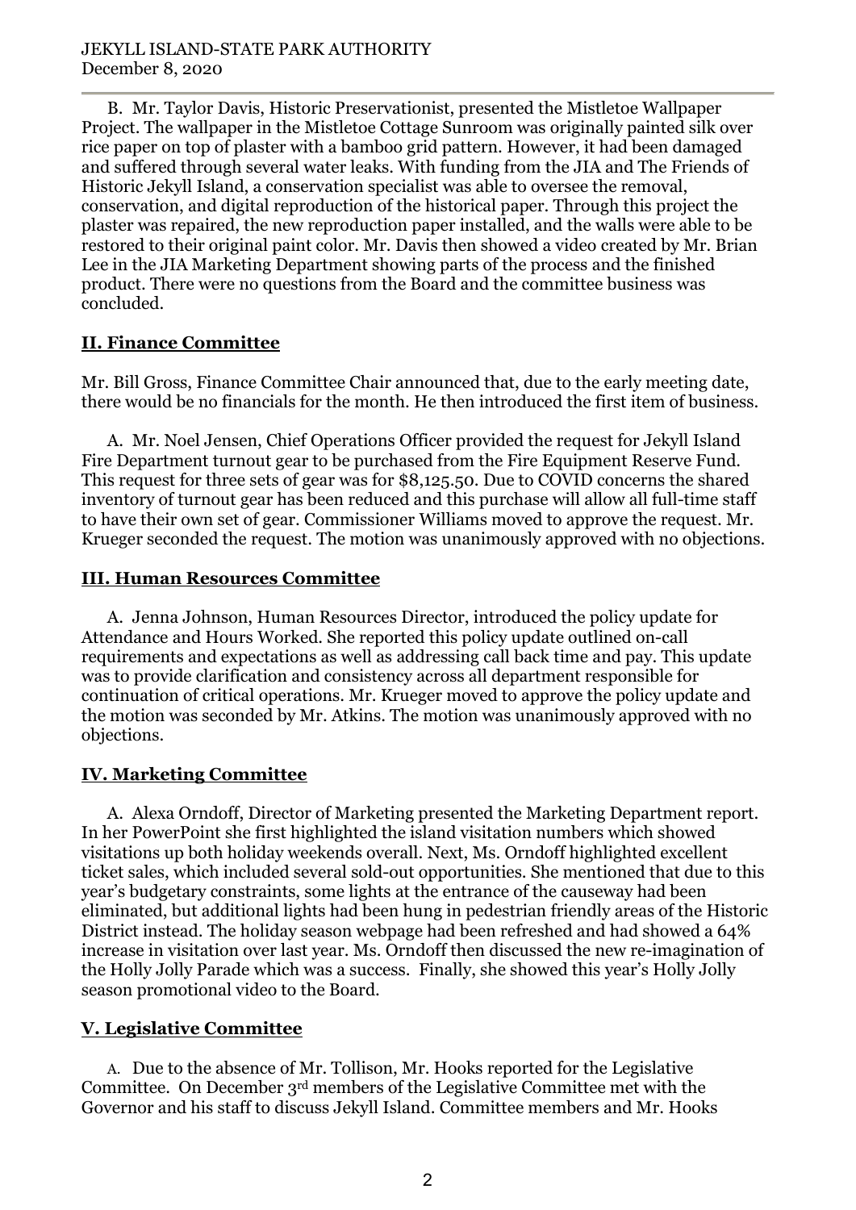B. Mr. Taylor Davis, Historic Preservationist, presented the Mistletoe Wallpaper Project. The wallpaper in the Mistletoe Cottage Sunroom was originally painted silk over rice paper on top of plaster with a bamboo grid pattern. However, it had been damaged and suffered through several water leaks. With funding from the JIA and The Friends of Historic Jekyll Island, a conservation specialist was able to oversee the removal, conservation, and digital reproduction of the historical paper. Through this project the plaster was repaired, the new reproduction paper installed, and the walls were able to be restored to their original paint color. Mr. Davis then showed a video created by Mr. Brian Lee in the JIA Marketing Department showing parts of the process and the finished product. There were no questions from the Board and the committee business was concluded.

## II. Finance Committee

Mr. Bill Gross, Finance Committee Chair announced that, due to the early meeting date, there would be no financials for the month. He then introduced the first item of business.

A. Mr. Noel Jensen, Chief Operations Officer provided the request for Jekyll Island Fire Department turnout gear to be purchased from the Fire Equipment Reserve Fund. This request for three sets of gear was for $8,125.50. Due to COVID concerns the shared inventory of turnout gear has been reduced and this purchase will allow all full-time staff to have their own set of gear. Commissioner Williams moved to approve the request. Mr. Krueger seconded the request. The motion was unanimously approved with no objections.

## III. Human Resources Committee

A. Jenna Johnson, Human Resources Director, introduced the policy update for Attendance and Hours Worked. She reported this policy update outlined on-call requirements and expectations as well as addressing call back time and pay. This update was to provide clarification and consistency across all department responsible for continuation of critical operations. Mr. Krueger moved to approve the policy update and the motion was seconded by Mr. Atkins. The motion was unanimously approved with no objections.

## IV. Marketing Committee

A. Alexa Orndoff, Director of Marketing presented the Marketing Department report. In her PowerPoint she first highlighted the island visitation numbers which showed visitations up both holiday weekends overall. Next, Ms. Orndoff highlighted excellent ticket sales, which included several sold-out opportunities. She mentioned that due to this year's budgetary constraints, some lights at the entrance of the causeway had been eliminated, but additional lights had been hung in pedestrian friendly areas of the Historic District instead. The holiday season webpage had been refreshed and had showed a 64% increase in visitation over last year. Ms. Orndoff then discussed the new re-imagination of the Holly Jolly Parade which was a success. Finally, she showed this year's Holly Jolly season promotional video to the Board.

## V. Legislative Committee

A. Due to the absence of Mr. Tollison, Mr. Hooks reported for the Legislative Committee. On December 3rd members of the Legislative Committee met with the Governor and his staff to discuss Jekyll Island. Committee members and Mr. Hooks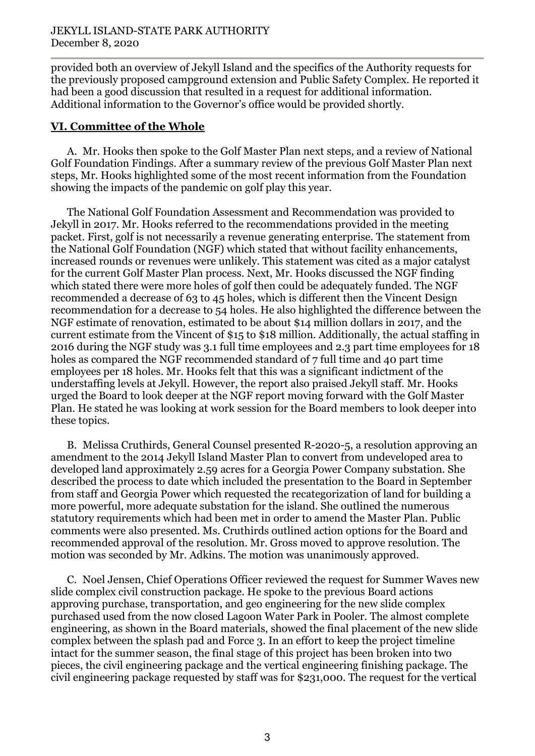provided both an overview of Jekyll Island and the specifics of the Authority requests for the previously proposed campground extension and Public Safety Complex. He reported it had been a good discussion that resulted in a request for additional information. Additional information to the Governor's office would be provided shortly.

## VI. Committee of the Whole

A. Mr. Hooks then spoke to the Golf Master Plan next steps, and a review of National Golf Foundation Findings. After a summary review of the previous Golf Master Plan next steps, Mr. Hooks highlighted some of the most recent information from the Foundation showing the impacts of the pandemic on golf play this year.

The National Golf Foundation Assessment and Recommendation was provided to Jekyll in 2017. Mr. Hooks referred to the recommendations provided in the meeting packet. First, golf is not necessarily a revenue generating enterprise. The statement from the National Golf Foundation (NGF) which stated that without facility enhancements, increased rounds or revenues were unlikely. This statement was cited as a major catalyst for the current Golf Master Plan process. Next, Mr. Hooks discussed the NGF finding which stated there were more holes of golf then could be adequately funded. The NGF recommended a decrease of 63 to 45 holes, which is different then the Vincent Design recommendation for a decrease to 54 holes. He also highlighted the difference between the NGF estimate of renovation, estimated to be about $14 million dollars in 2017, and the current estimate from the Vincent of $15 to $18 million. Additionally, the actual staffing in 2016 during the NGF study was 3.1 full time employees and 2.3 part time employees for 18 holes as compared the NGF recommended standard of 7 full time and 40 part time employees per 18 holes. Mr. Hooks felt that this was a significant indictment of the understaffing levels at Jekyll. However, the report also praised Jekyll staff. Mr. Hooks urged the Board to look deeper at the NGF report moving forward with the Golf Master Plan. He stated he was looking at work session for the Board members to look deeper into these topics.

B. Melissa Cruthirds, General Counsel presented R-2020-5, a resolution approving an amendment to the 2014 Jekyll Island Master Plan to convert from undeveloped area to developed land approximately 2.59 acres for a Georgia Power Company substation. She described the process to date which included the presentation to the Board in September from staff and Georgia Power which requested the recategorization of land for building a more powerful, more adequate substation for the island. She outlined the numerous statutory requirements which had been met in order to amend the Master Plan. Public comments were also presented. Ms. Cruthirds outlined action options for the Board and recommended approval of the resolution. Mr. Gross moved to approve resolution. The motion was seconded by Mr. Adkins. The motion was unanimously approved.

C. Noel Jensen, Chief Operations Officer reviewed the request for Summer Waves new slide complex civil construction package. He spoke to the previous Board actions approving purchase, transportation, and geo engineering for the new slide complex purchased used from the now closed Lagoon Water Park in Pooler. The almost complete engineering, as shown in the Board materials, showed the final placement of the new slide complex between the splash pad and Force 3. In an effort to keep the project timeline intact for the summer season, the final stage of this project has been broken into two pieces, the civil engineering package and the vertical engineering finishing package. The civil engineering package requested by staff was for $231,000. The request for the vertical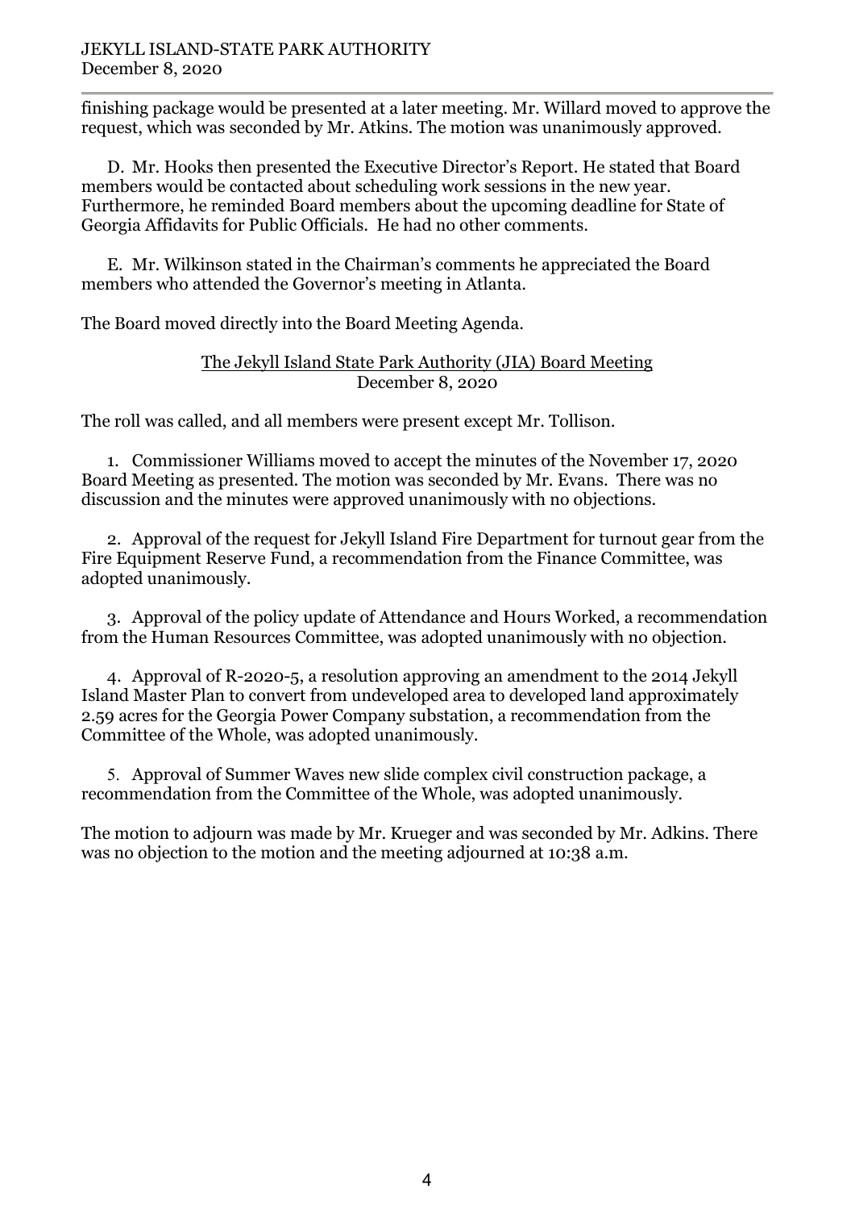finishing package would be presented at a later meeting. Mr. Willard moved to approve the request, which was seconded by Mr. Atkins. The motion was unanimously approved.

D. Mr. Hooks then presented the Executive Director's Report. He stated that Board members would be contacted about scheduling work sessions in the new year. Furthermore, he reminded Board members about the upcoming deadline for State of Georgia Affidavits for Public Officials. He had no other comments.

E. Mr. Wilkinson stated in the Chairman's comments he appreciated the Board members who attended the Governor's meeting in Atlanta.

The Board moved directly into the Board Meeting Agenda.

<u>The Jekyll Island State Park Authority (JIA) Board Meeting</u>
December 8, 2020

The roll was called, and all members were present except Mr. Tollison.

1. Commissioner Williams moved to accept the minutes of the November 17, 2020 Board Meeting as presented. The motion was seconded by Mr. Evans. There was no discussion and the minutes were approved unanimously with no objections.

2. Approval of the request for Jekyll Island Fire Department for turnout gear from the Fire Equipment Reserve Fund, a recommendation from the Finance Committee, was adopted unanimously.

3. Approval of the policy update of Attendance and Hours Worked, a recommendation from the Human Resources Committee, was adopted unanimously with no objection.

4. Approval of R-2020-5, a resolution approving an amendment to the 2014 Jekyll Island Master Plan to convert from undeveloped area to developed land approximately 2.59 acres for the Georgia Power Company substation, a recommendation from the Committee of the Whole, was adopted unanimously.

5. Approval of Summer Waves new slide complex civil construction package, a recommendation from the Committee of the Whole, was adopted unanimously.

The motion to adjourn was made by Mr. Krueger and was seconded by Mr. Adkins. There was no objection to the motion and the meeting adjourned at 10:38 a.m.